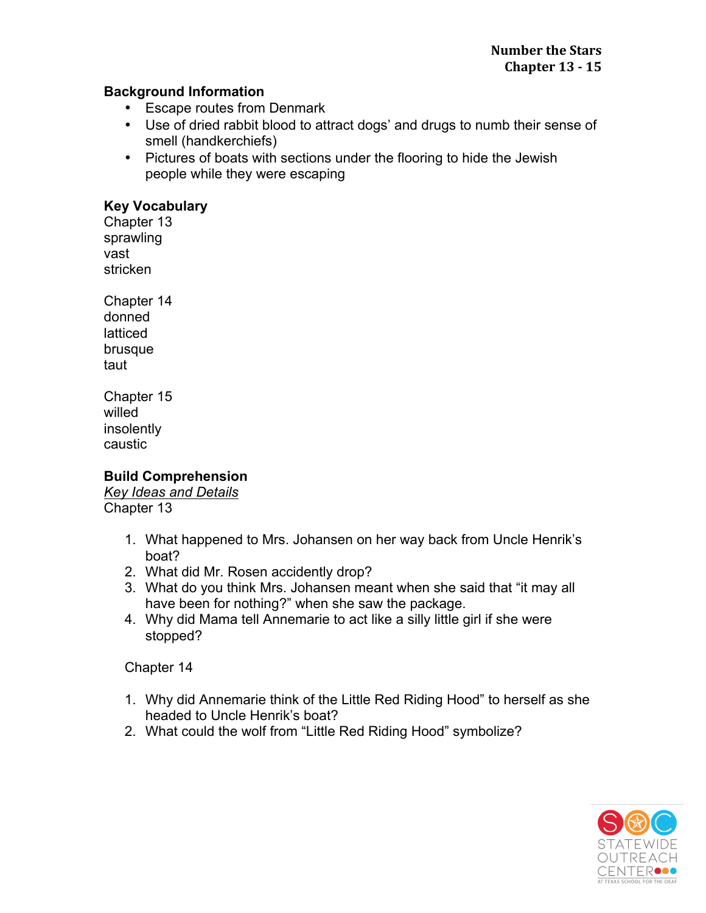**Number the Stars**
**Chapter 13 - 15**

## Background Information

- Escape routes from Denmark
- Use of dried rabbit blood to attract dogs' and drugs to numb their sense of smell (handkerchiefs)
- Pictures of boats with sections under the flooring to hide the Jewish people while they were escaping

## Key Vocabulary

Chapter 13
sprawling
vast
stricken

Chapter 14
donned
latticed
brusque
taut

Chapter 15
willed
insolently
caustic

## Build Comprehension

*Key Ideas and Details*
Chapter 13

1. What happened to Mrs. Johansen on her way back from Uncle Henrik's boat?
2. What did Mr. Rosen accidently drop?
3. What do you think Mrs. Johansen meant when she said that "it may all have been for nothing?" when she saw the package.
4. Why did Mama tell Annemarie to act like a silly little girl if she were stopped?

Chapter 14

1. Why did Annemarie think of the Little Red Riding Hood" to herself as she headed to Uncle Henrik's boat?
2. What could the wolf from "Little Red Riding Hood" symbolize?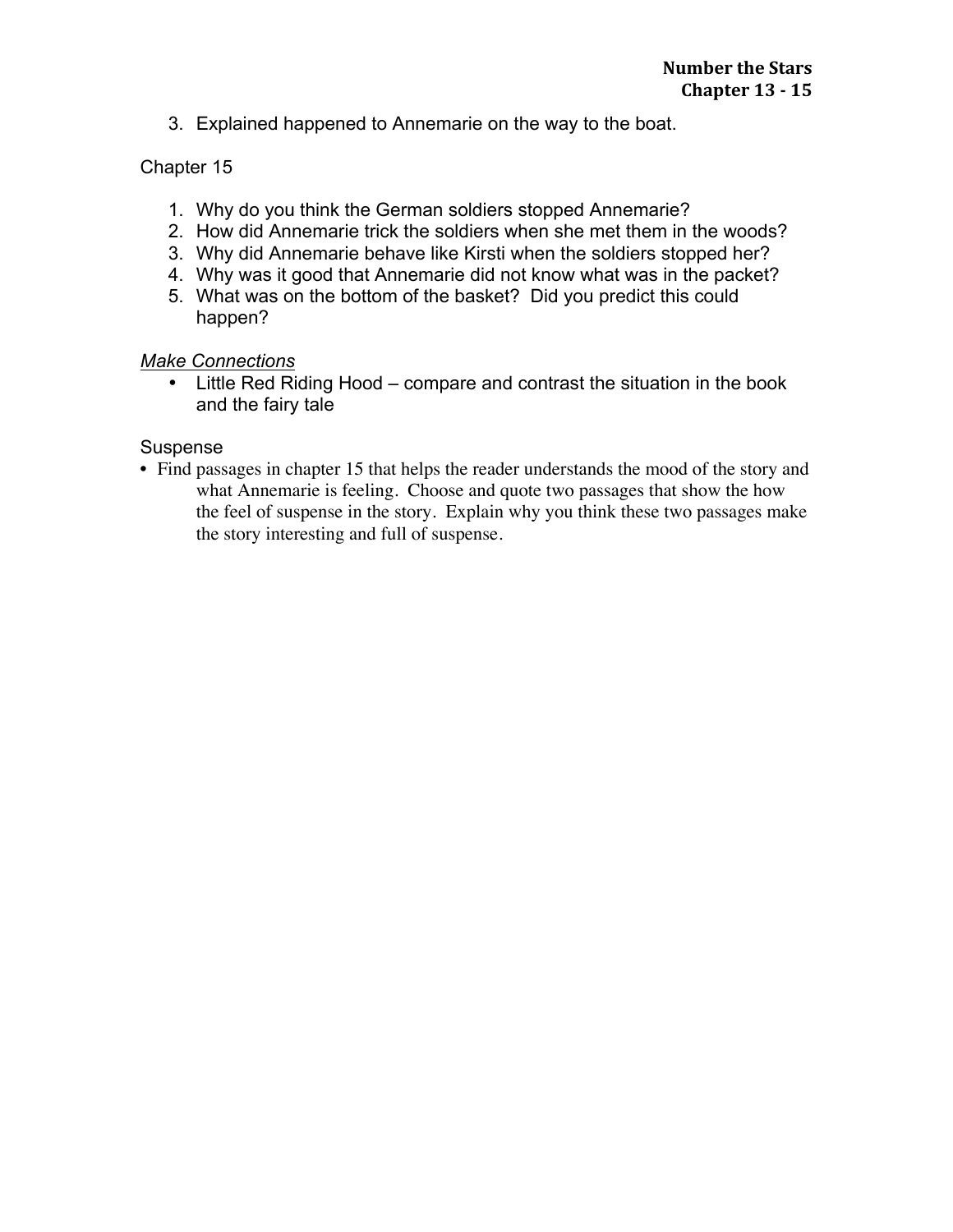3. Explained happened to Annemarie on the way to the boat.

Chapter 15

1. Why do you think the German soldiers stopped Annemarie?
2. How did Annemarie trick the soldiers when she met them in the woods?
3. Why did Annemarie behave like Kirsti when the soldiers stopped her?
4. Why was it good that Annemarie did not know what was in the packet?
5. What was on the bottom of the basket? Did you predict this could happen?

*Make Connections*

- Little Red Riding Hood – compare and contrast the situation in the book and the fairy tale

Suspense

- Find passages in chapter 15 that helps the reader understands the mood of the story and what Annemarie is feeling. Choose and quote two passages that show the how the feel of suspense in the story. Explain why you think these two passages make the story interesting and full of suspense.